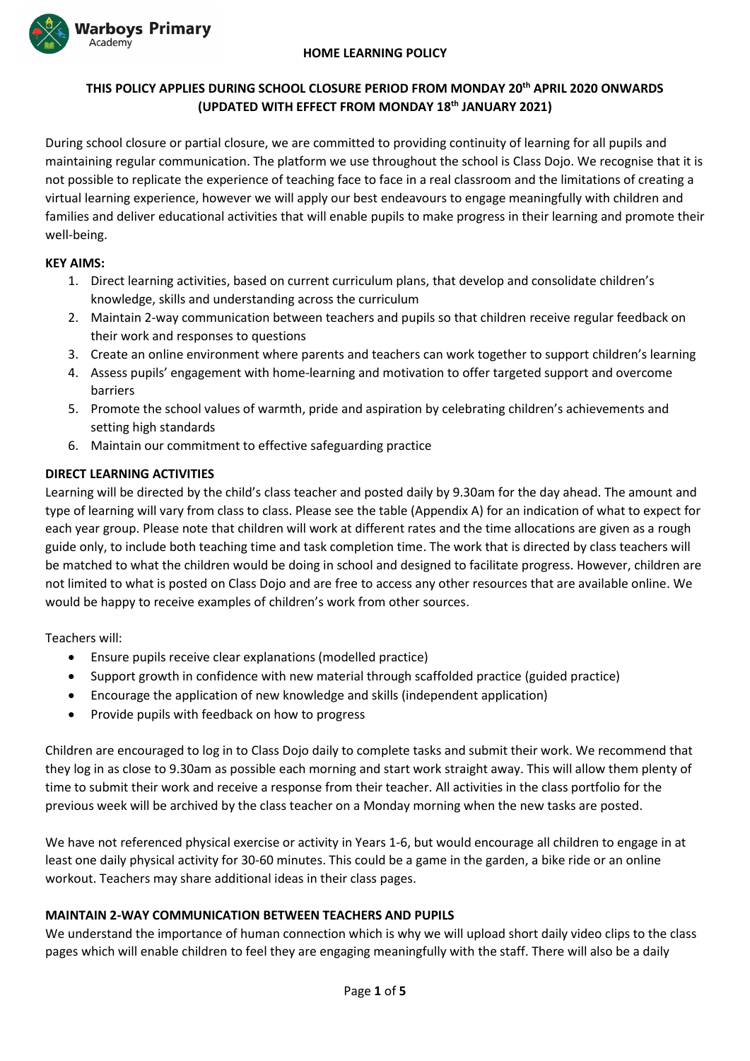Warboys Primary Academy

# HOME LEARNING POLICY

**THIS POLICY APPLIES DURING SCHOOL CLOSURE PERIOD FROM MONDAY 20th APRIL 2020 ONWARDS (UPDATED WITH EFFECT FROM MONDAY 18th JANUARY 2021)**

During school closure or partial closure, we are committed to providing continuity of learning for all pupils and maintaining regular communication. The platform we use throughout the school is Class Dojo. We recognise that it is not possible to replicate the experience of teaching face to face in a real classroom and the limitations of creating a virtual learning experience, however we will apply our best endeavours to engage meaningfully with children and families and deliver educational activities that will enable pupils to make progress in their learning and promote their well-being.

## KEY AIMS:

1. Direct learning activities, based on current curriculum plans, that develop and consolidate children's knowledge, skills and understanding across the curriculum
2. Maintain 2-way communication between teachers and pupils so that children receive regular feedback on their work and responses to questions
3. Create an online environment where parents and teachers can work together to support children's learning
4. Assess pupils' engagement with home-learning and motivation to offer targeted support and overcome barriers
5. Promote the school values of warmth, pride and aspiration by celebrating children's achievements and setting high standards
6. Maintain our commitment to effective safeguarding practice

## DIRECT LEARNING ACTIVITIES

Learning will be directed by the child's class teacher and posted daily by 9.30am for the day ahead. The amount and type of learning will vary from class to class. Please see the table (Appendix A) for an indication of what to expect for each year group. Please note that children will work at different rates and the time allocations are given as a rough guide only, to include both teaching time and task completion time. The work that is directed by class teachers will be matched to what the children would be doing in school and designed to facilitate progress. However, children are not limited to what is posted on Class Dojo and are free to access any other resources that are available online. We would be happy to receive examples of children's work from other sources.

Teachers will:

- Ensure pupils receive clear explanations (modelled practice)
- Support growth in confidence with new material through scaffolded practice (guided practice)
- Encourage the application of new knowledge and skills (independent application)
- Provide pupils with feedback on how to progress

Children are encouraged to log in to Class Dojo daily to complete tasks and submit their work. We recommend that they log in as close to 9.30am as possible each morning and start work straight away. This will allow them plenty of time to submit their work and receive a response from their teacher. All activities in the class portfolio for the previous week will be archived by the class teacher on a Monday morning when the new tasks are posted.

We have not referenced physical exercise or activity in Years 1-6, but would encourage all children to engage in at least one daily physical activity for 30-60 minutes. This could be a game in the garden, a bike ride or an online workout. Teachers may share additional ideas in their class pages.

## MAINTAIN 2-WAY COMMUNICATION BETWEEN TEACHERS AND PUPILS

We understand the importance of human connection which is why we will upload short daily video clips to the class pages which will enable children to feel they are engaging meaningfully with the staff. There will also be a daily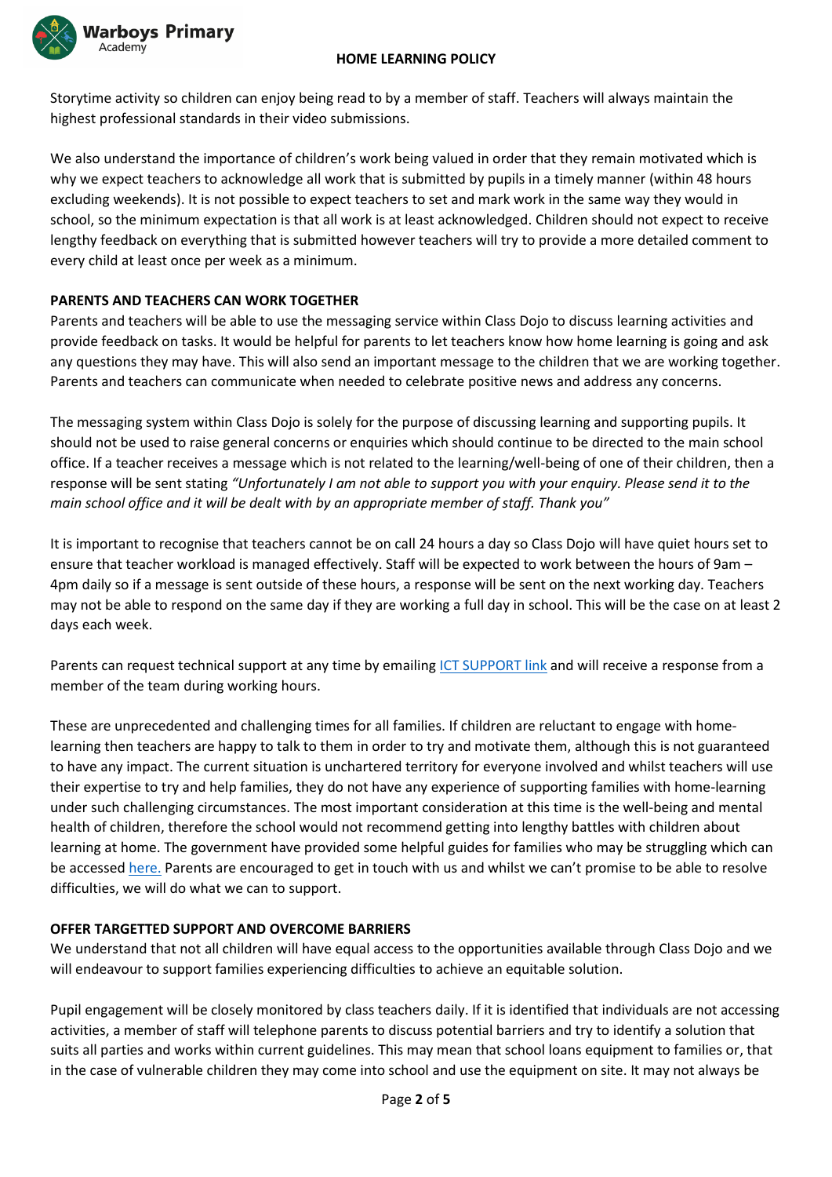Storytime activity so children can enjoy being read to by a member of staff. Teachers will always maintain the highest professional standards in their video submissions.

We also understand the importance of children's work being valued in order that they remain motivated which is why we expect teachers to acknowledge all work that is submitted by pupils in a timely manner (within 48 hours excluding weekends). It is not possible to expect teachers to set and mark work in the same way they would in school, so the minimum expectation is that all work is at least acknowledged. Children should not expect to receive lengthy feedback on everything that is submitted however teachers will try to provide a more detailed comment to every child at least once per week as a minimum.

**PARENTS AND TEACHERS CAN WORK TOGETHER**

Parents and teachers will be able to use the messaging service within Class Dojo to discuss learning activities and provide feedback on tasks. It would be helpful for parents to let teachers know how home learning is going and ask any questions they may have. This will also send an important message to the children that we are working together. Parents and teachers can communicate when needed to celebrate positive news and address any concerns.

The messaging system within Class Dojo is solely for the purpose of discussing learning and supporting pupils. It should not be used to raise general concerns or enquiries which should continue to be directed to the main school office. If a teacher receives a message which is not related to the learning/well-being of one of their children, then a response will be sent stating *"Unfortunately I am not able to support you with your enquiry. Please send it to the main school office and it will be dealt with by an appropriate member of staff. Thank you"*

It is important to recognise that teachers cannot be on call 24 hours a day so Class Dojo will have quiet hours set to ensure that teacher workload is managed effectively. Staff will be expected to work between the hours of 9am – 4pm daily so if a message is sent outside of these hours, a response will be sent on the next working day. Teachers may not be able to respond on the same day if they are working a full day in school. This will be the case on at least 2 days each week.

Parents can request technical support at any time by emailing ICT SUPPORT link and will receive a response from a member of the team during working hours.

These are unprecedented and challenging times for all families. If children are reluctant to engage with home-learning then teachers are happy to talk to them in order to try and motivate them, although this is not guaranteed to have any impact. The current situation is unchartered territory for everyone involved and whilst teachers will use their expertise to try and help families, they do not have any experience of supporting families with home-learning under such challenging circumstances. The most important consideration at this time is the well-being and mental health of children, therefore the school would not recommend getting into lengthy battles with children about learning at home. The government have provided some helpful guides for families who may be struggling which can be accessed here. Parents are encouraged to get in touch with us and whilst we can't promise to be able to resolve difficulties, we will do what we can to support.

**OFFER TARGETTED SUPPORT AND OVERCOME BARRIERS**

We understand that not all children will have equal access to the opportunities available through Class Dojo and we will endeavour to support families experiencing difficulties to achieve an equitable solution.

Pupil engagement will be closely monitored by class teachers daily. If it is identified that individuals are not accessing activities, a member of staff will telephone parents to discuss potential barriers and try to identify a solution that suits all parties and works within current guidelines. This may mean that school loans equipment to families or, that in the case of vulnerable children they may come into school and use the equipment on site. It may not always be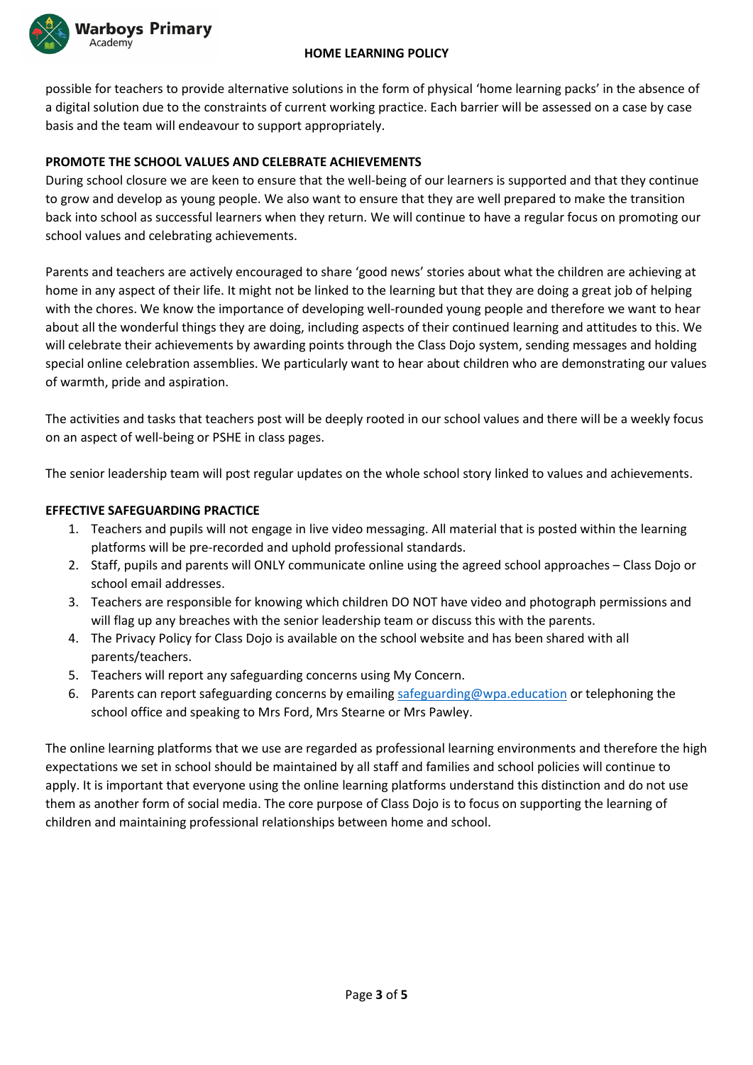possible for teachers to provide alternative solutions in the form of physical 'home learning packs' in the absence of a digital solution due to the constraints of current working practice. Each barrier will be assessed on a case by case basis and the team will endeavour to support appropriately.

**PROMOTE THE SCHOOL VALUES AND CELEBRATE ACHIEVEMENTS**

During school closure we are keen to ensure that the well-being of our learners is supported and that they continue to grow and develop as young people. We also want to ensure that they are well prepared to make the transition back into school as successful learners when they return. We will continue to have a regular focus on promoting our school values and celebrating achievements.

Parents and teachers are actively encouraged to share 'good news' stories about what the children are achieving at home in any aspect of their life. It might not be linked to the learning but that they are doing a great job of helping with the chores. We know the importance of developing well-rounded young people and therefore we want to hear about all the wonderful things they are doing, including aspects of their continued learning and attitudes to this. We will celebrate their achievements by awarding points through the Class Dojo system, sending messages and holding special online celebration assemblies. We particularly want to hear about children who are demonstrating our values of warmth, pride and aspiration.

The activities and tasks that teachers post will be deeply rooted in our school values and there will be a weekly focus on an aspect of well-being or PSHE in class pages.

The senior leadership team will post regular updates on the whole school story linked to values and achievements.

**EFFECTIVE SAFEGUARDING PRACTICE**

1. Teachers and pupils will not engage in live video messaging. All material that is posted within the learning platforms will be pre-recorded and uphold professional standards.
2. Staff, pupils and parents will ONLY communicate online using the agreed school approaches – Class Dojo or school email addresses.
3. Teachers are responsible for knowing which children DO NOT have video and photograph permissions and will flag up any breaches with the senior leadership team or discuss this with the parents.
4. The Privacy Policy for Class Dojo is available on the school website and has been shared with all parents/teachers.
5. Teachers will report any safeguarding concerns using My Concern.
6. Parents can report safeguarding concerns by emailing safeguarding@wpa.education or telephoning the school office and speaking to Mrs Ford, Mrs Stearne or Mrs Pawley.

The online learning platforms that we use are regarded as professional learning environments and therefore the high expectations we set in school should be maintained by all staff and families and school policies will continue to apply. It is important that everyone using the online learning platforms understand this distinction and do not use them as another form of social media. The core purpose of Class Dojo is to focus on supporting the learning of children and maintaining professional relationships between home and school.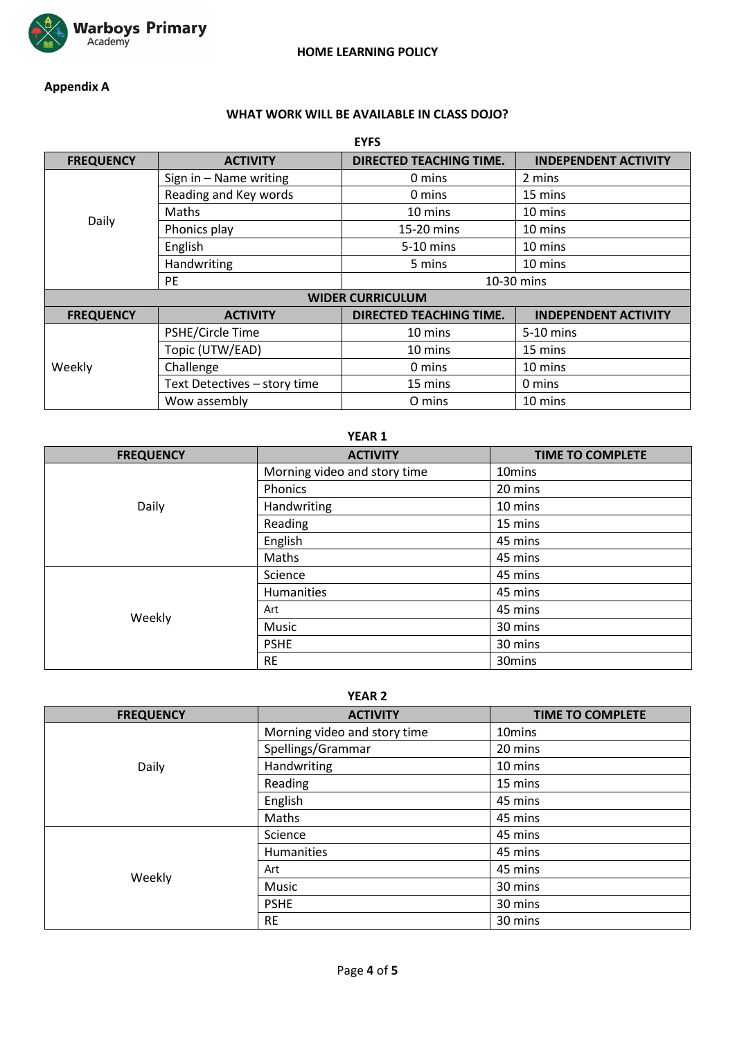HOME LEARNING POLICY

**Appendix A**

**WHAT WORK WILL BE AVAILABLE IN CLASS DOJO?**

**EYFS**

| FREQUENCY | ACTIVITY | DIRECTED TEACHING TIME. | INDEPENDENT ACTIVITY |
|---|---|---|---|
| Daily | Sign in – Name writing | 0 mins | 2 mins |
| | Reading and Key words | 0 mins | 15 mins |
| | Maths | 10 mins | 10 mins |
| | Phonics play | 15-20 mins | 10 mins |
| | English | 5-10 mins | 10 mins |
| | Handwriting | 5 mins | 10 mins |
| | PE | 10-30 mins | |
| **WIDER CURRICULUM** | | | |
| **FREQUENCY** | **ACTIVITY** | **DIRECTED TEACHING TIME.** | **INDEPENDENT ACTIVITY** |
| Weekly | PSHE/Circle Time | 10 mins | 5-10 mins |
| | Topic (UTW/EAD) | 10 mins | 15 mins |
| | Challenge | 0 mins | 10 mins |
| | Text Detectives – story time | 15 mins | 0 mins |
| | Wow assembly | O mins | 10 mins |

**YEAR 1**

| FREQUENCY | ACTIVITY | TIME TO COMPLETE |
|---|---|---|
| Daily | Morning video and story time | 10mins |
| | Phonics | 20 mins |
| | Handwriting | 10 mins |
| | Reading | 15 mins |
| | English | 45 mins |
| | Maths | 45 mins |
| Weekly | Science | 45 mins |
| | Humanities | 45 mins |
| | Art | 45 mins |
| | Music | 30 mins |
| | PSHE | 30 mins |
| | RE | 30mins |

**YEAR 2**

| FREQUENCY | ACTIVITY | TIME TO COMPLETE |
|---|---|---|
| Daily | Morning video and story time | 10mins |
| | Spellings/Grammar | 20 mins |
| | Handwriting | 10 mins |
| | Reading | 15 mins |
| | English | 45 mins |
| | Maths | 45 mins |
| Weekly | Science | 45 mins |
| | Humanities | 45 mins |
| | Art | 45 mins |
| | Music | 30 mins |
| | PSHE | 30 mins |
| | RE | 30 mins |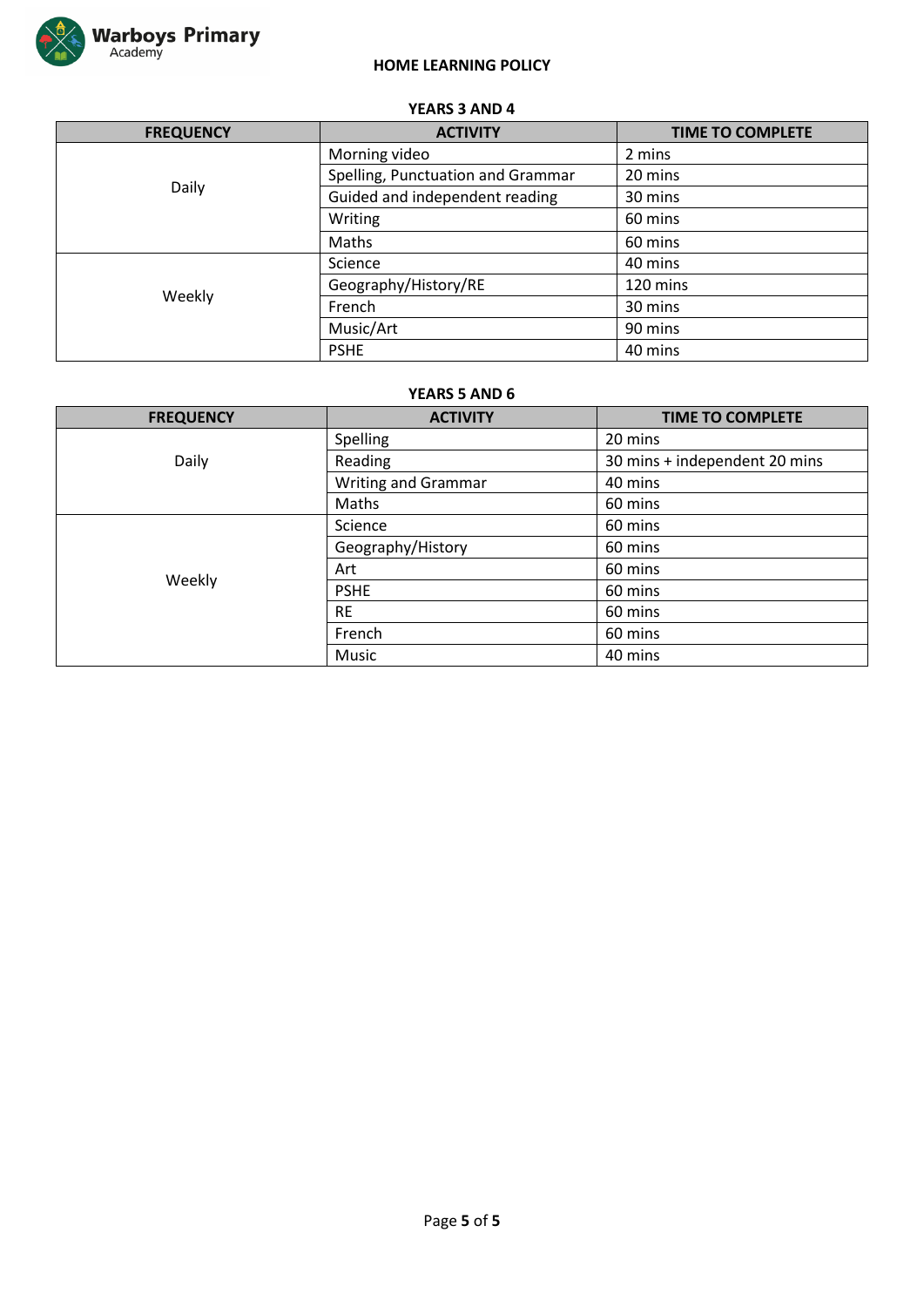# HOME LEARNING POLICY

## YEARS 3 AND 4

| FREQUENCY | ACTIVITY | TIME TO COMPLETE |
|---|---|---|
| Daily | Morning video | 2 mins |
| | Spelling, Punctuation and Grammar | 20 mins |
| | Guided and independent reading | 30 mins |
| | Writing | 60 mins |
| | Maths | 60 mins |
| Weekly | Science | 40 mins |
| | Geography/History/RE | 120 mins |
| | French | 30 mins |
| | Music/Art | 90 mins |
| | PSHE | 40 mins |

## YEARS 5 AND 6

| FREQUENCY | ACTIVITY | TIME TO COMPLETE |
|---|---|---|
| Daily | Spelling | 20 mins |
| | Reading | 30 mins + independent 20 mins |
| | Writing and Grammar | 40 mins |
| | Maths | 60 mins |
| Weekly | Science | 60 mins |
| | Geography/History | 60 mins |
| | Art | 60 mins |
| | PSHE | 60 mins |
| | RE | 60 mins |
| | French | 60 mins |
| | Music | 40 mins |